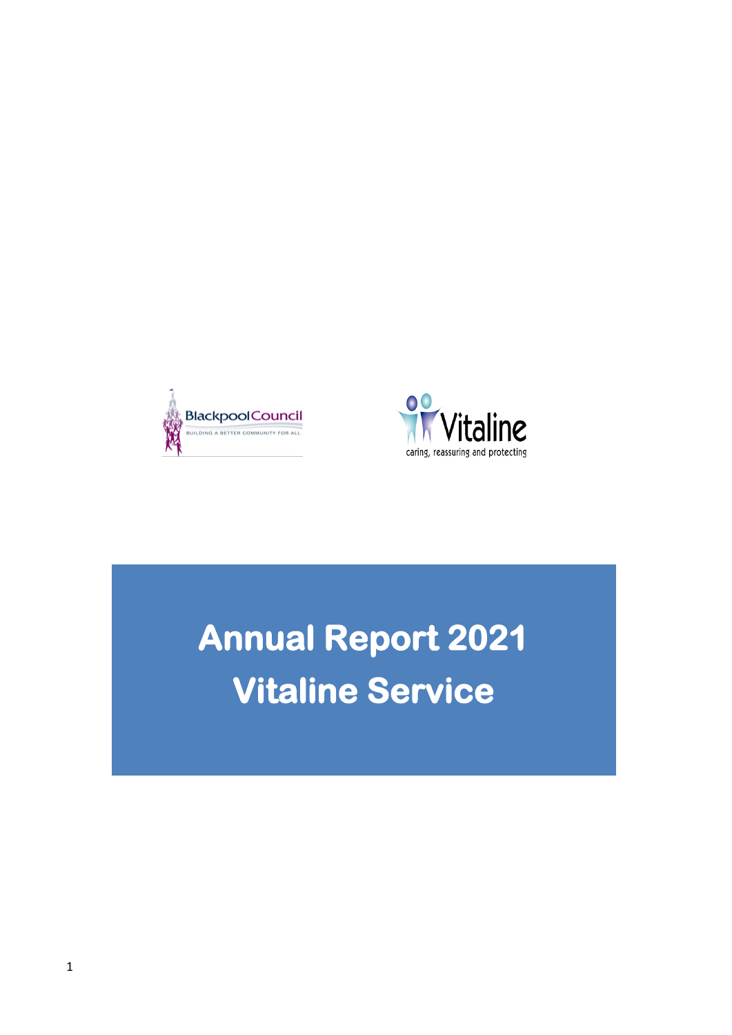Blackpool Council

BUILDING A BETTER COMMUNITY FOR ALL

Vitaline

caring, reassuring and protecting

# Annual Report 2021

# Vitaline Service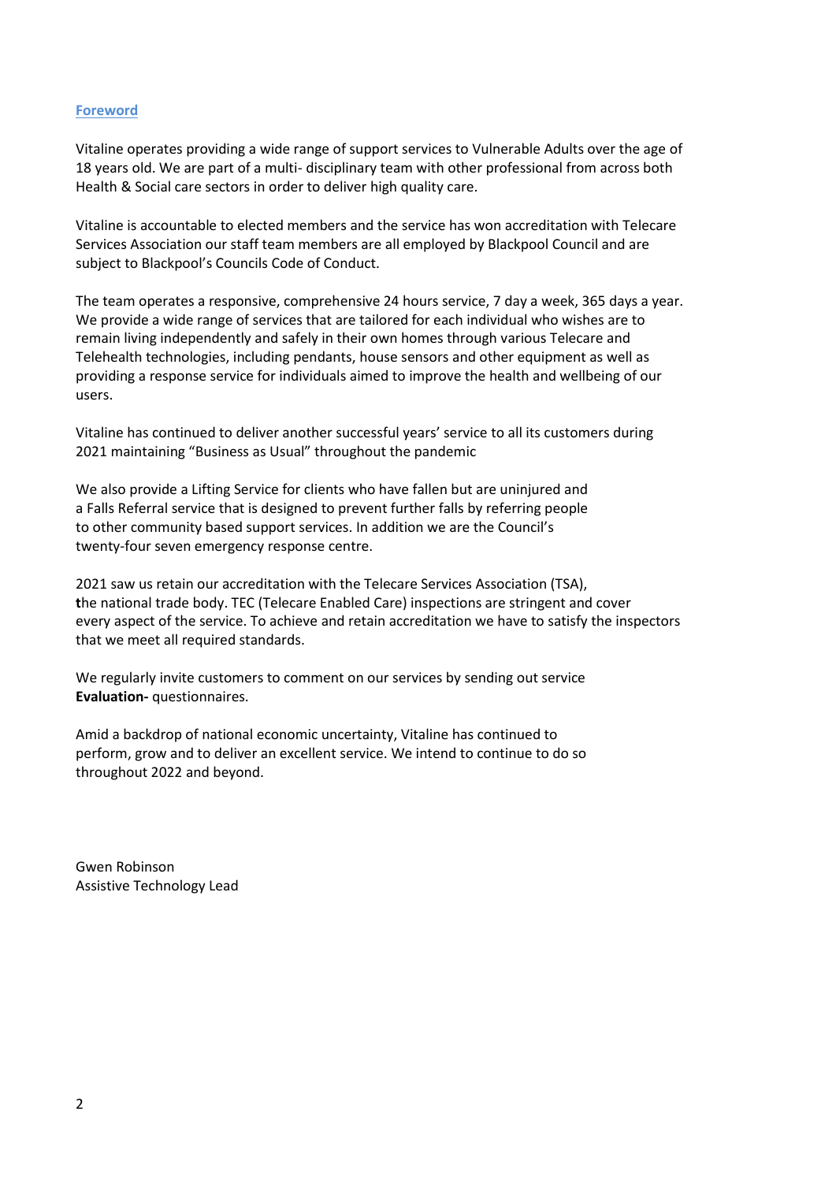## Foreword

Vitaline operates providing a wide range of support services to Vulnerable Adults over the age of 18 years old. We are part of a multi- disciplinary team with other professional from across both Health & Social care sectors in order to deliver high quality care.

Vitaline is accountable to elected members and the service has won accreditation with Telecare Services Association our staff team members are all employed by Blackpool Council and are subject to Blackpool's Councils Code of Conduct.

The team operates a responsive, comprehensive 24 hours service, 7 day a week, 365 days a year. We provide a wide range of services that are tailored for each individual who wishes are to remain living independently and safely in their own homes through various Telecare and Telehealth technologies, including pendants, house sensors and other equipment as well as providing a response service for individuals aimed to improve the health and wellbeing of our users.

Vitaline has continued to deliver another successful years' service to all its customers during 2021 maintaining "Business as Usual" throughout the pandemic

We also provide a Lifting Service for clients who have fallen but are uninjured and a Falls Referral service that is designed to prevent further falls by referring people to other community based support services. In addition we are the Council's twenty-four seven emergency response centre.

2021 saw us retain our accreditation with the Telecare Services Association (TSA), **t**he national trade body. TEC (Telecare Enabled Care) inspections are stringent and cover every aspect of the service. To achieve and retain accreditation we have to satisfy the inspectors that we meet all required standards.

We regularly invite customers to comment on our services by sending out service **Evaluation-** questionnaires.

Amid a backdrop of national economic uncertainty, Vitaline has continued to perform, grow and to deliver an excellent service. We intend to continue to do so throughout 2022 and beyond.

Gwen Robinson
Assistive Technology Lead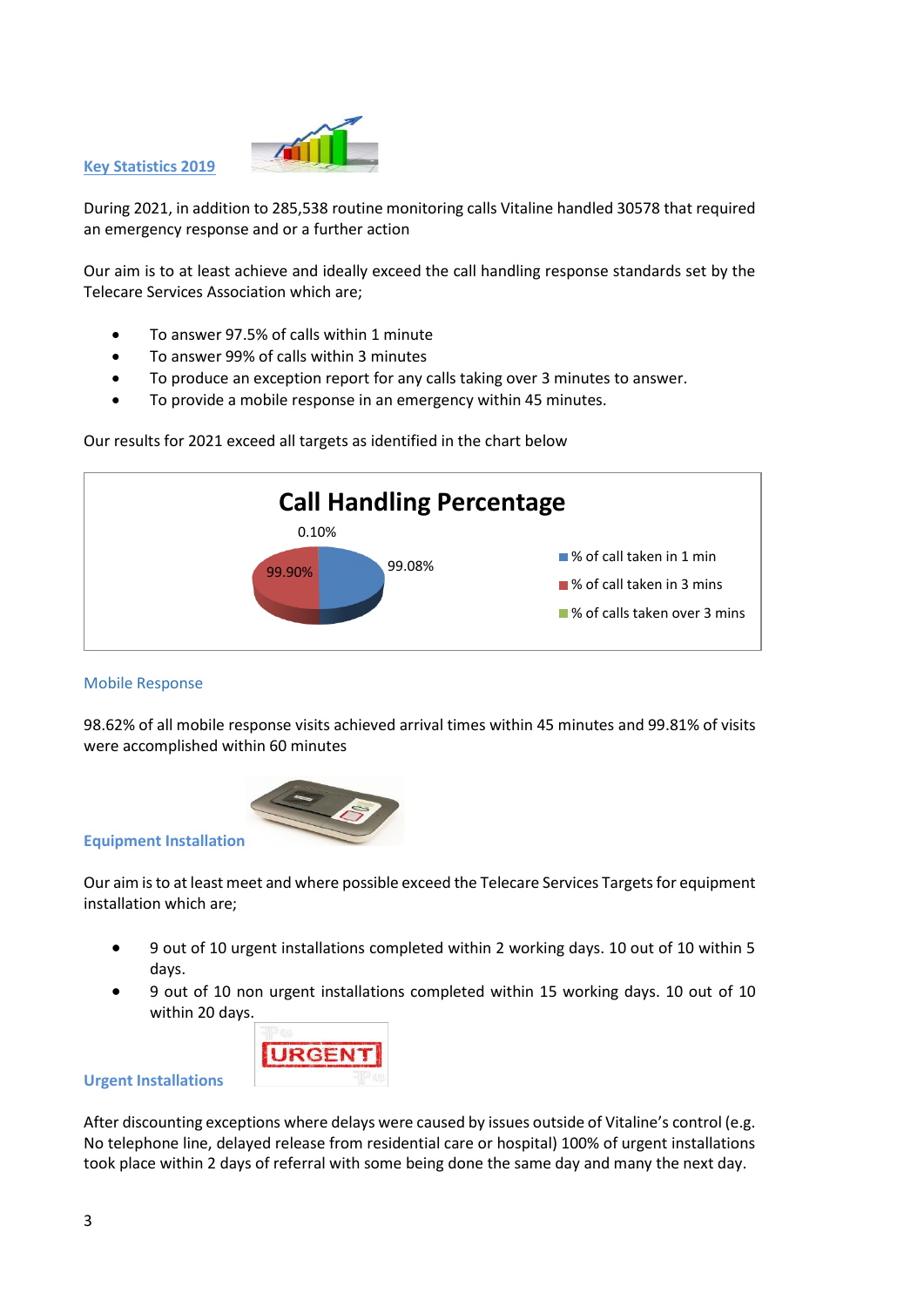## Key Statistics 2019

During 2021, in addition to 285,538 routine monitoring calls Vitaline handled 30578 that required an emergency response and or a further action

Our aim is to at least achieve and ideally exceed the call handling response standards set by the Telecare Services Association which are;

- To answer 97.5% of calls within 1 minute
- To answer 99% of calls within 3 minutes
- To produce an exception report for any calls taking over 3 minutes to answer.
- To provide a mobile response in an emergency within 45 minutes.

Our results for 2021 exceed all targets as identified in the chart below

**Call Handling Percentage**

| Category | Percentage |
|---|---|
| % of call taken in 1 min | 99.08% |
| % of call taken in 3 mins | 99.90% |
| % of calls taken over 3 mins | 0.10% |

### Mobile Response

98.62% of all mobile response visits achieved arrival times within 45 minutes and 99.81% of visits were accomplished within 60 minutes

### Equipment Installation

Our aim is to at least meet and where possible exceed the Telecare Services Targets for equipment installation which are;

- 9 out of 10 urgent installations completed within 2 working days. 10 out of 10 within 5 days.
- 9 out of 10 non urgent installations completed within 15 working days. 10 out of 10 within 20 days.

### Urgent Installations

After discounting exceptions where delays were caused by issues outside of Vitaline's control (e.g. No telephone line, delayed release from residential care or hospital) 100% of urgent installations took place within 2 days of referral with some being done the same day and many the next day.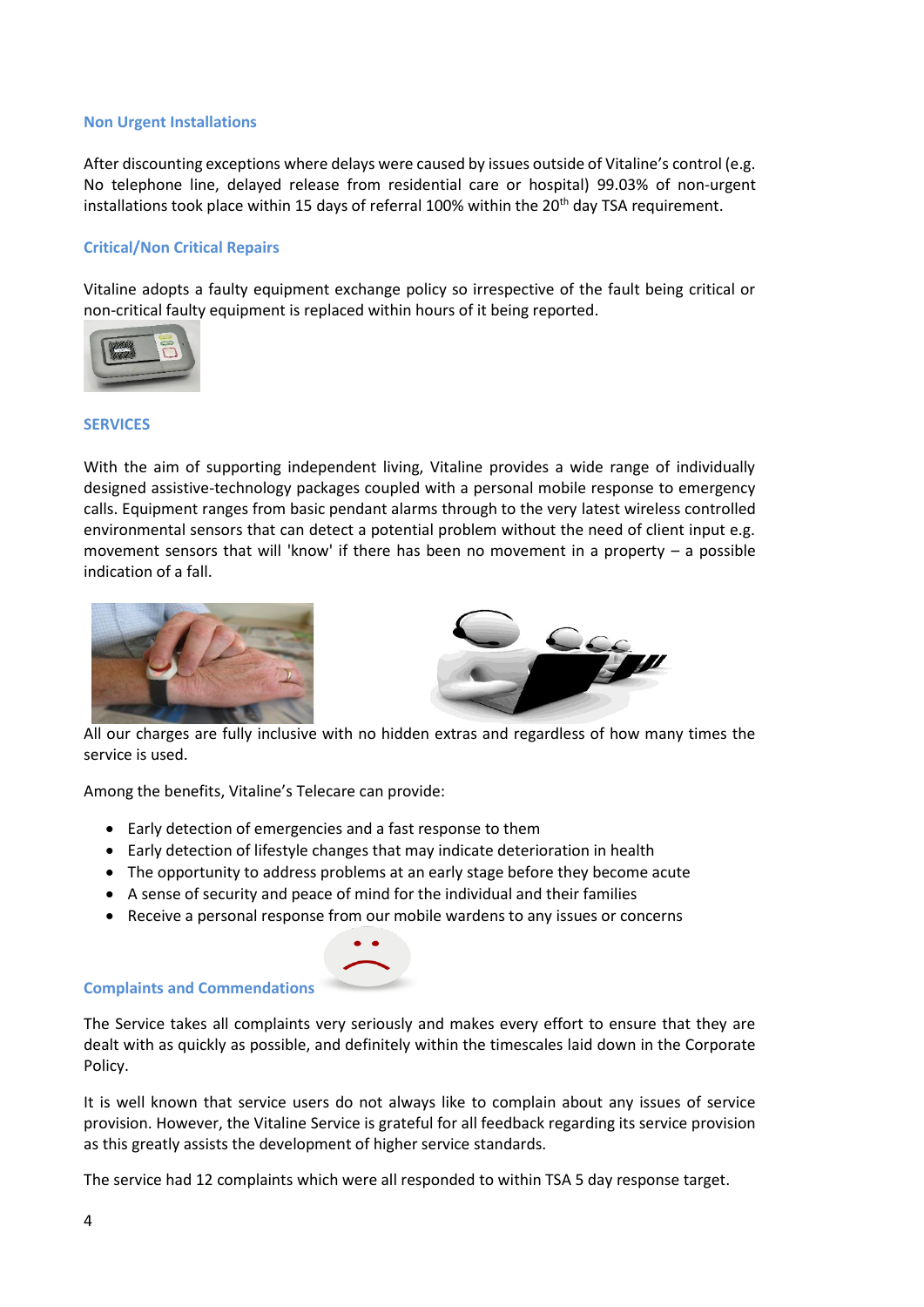### Non Urgent Installations

After discounting exceptions where delays were caused by issues outside of Vitaline's control (e.g. No telephone line, delayed release from residential care or hospital) 99.03% of non-urgent installations took place within 15 days of referral 100% within the 20th day TSA requirement.

### Critical/Non Critical Repairs

Vitaline adopts a faulty equipment exchange policy so irrespective of the fault being critical or non-critical faulty equipment is replaced within hours of it being reported.

### SERVICES

With the aim of supporting independent living, Vitaline provides a wide range of individually designed assistive-technology packages coupled with a personal mobile response to emergency calls. Equipment ranges from basic pendant alarms through to the very latest wireless controlled environmental sensors that can detect a potential problem without the need of client input e.g. movement sensors that will 'know' if there has been no movement in a property – a possible indication of a fall.

All our charges are fully inclusive with no hidden extras and regardless of how many times the service is used.

Among the benefits, Vitaline's Telecare can provide:

- Early detection of emergencies and a fast response to them
- Early detection of lifestyle changes that may indicate deterioration in health
- The opportunity to address problems at an early stage before they become acute
- A sense of security and peace of mind for the individual and their families
- Receive a personal response from our mobile wardens to any issues or concerns

### Complaints and Commendations

The Service takes all complaints very seriously and makes every effort to ensure that they are dealt with as quickly as possible, and definitely within the timescales laid down in the Corporate Policy.

It is well known that service users do not always like to complain about any issues of service provision. However, the Vitaline Service is grateful for all feedback regarding its service provision as this greatly assists the development of higher service standards.

The service had 12 complaints which were all responded to within TSA 5 day response target.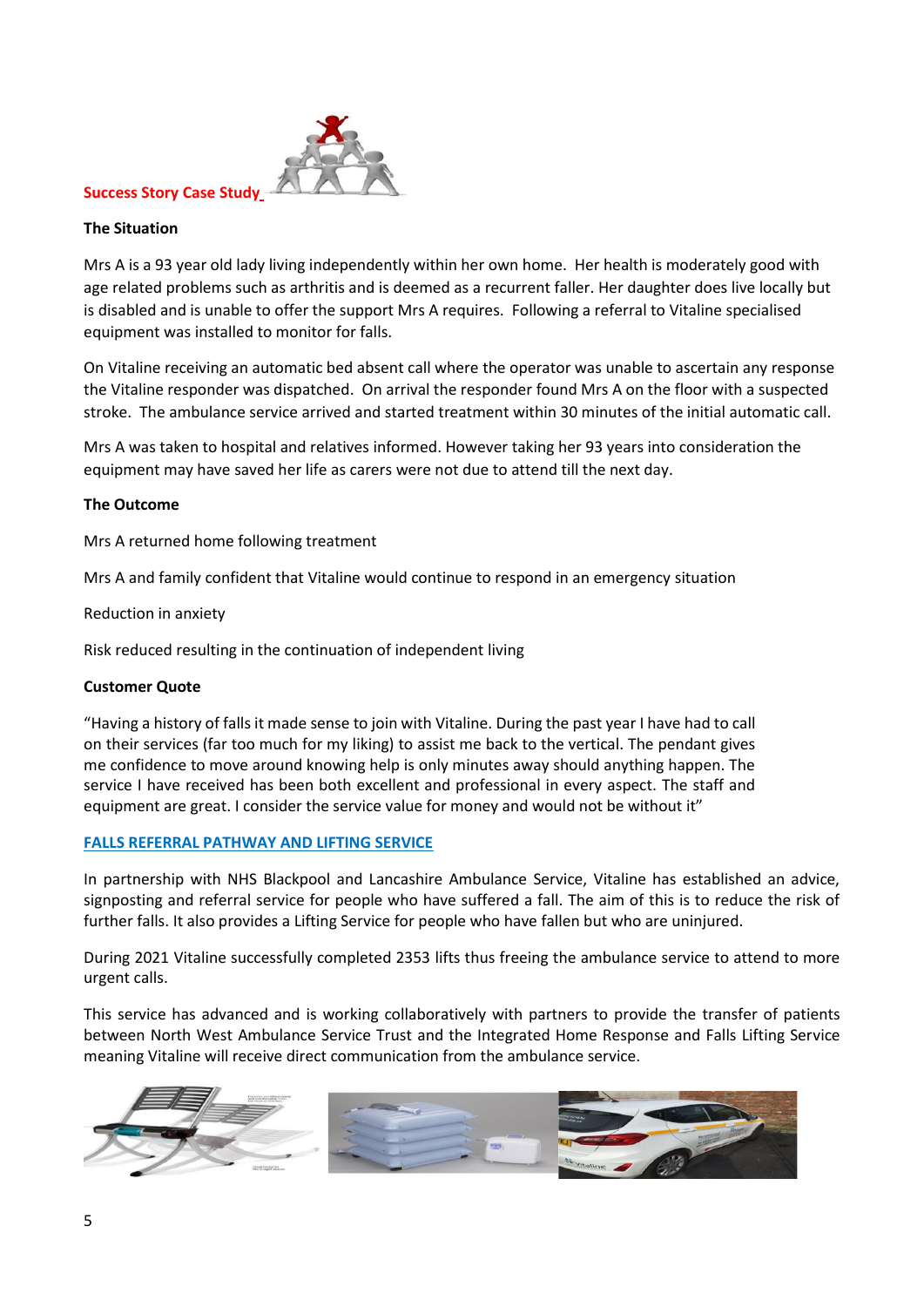## Success Story Case Study

### The Situation

Mrs A is a 93 year old lady living independently within her own home. Her health is moderately good with age related problems such as arthritis and is deemed as a recurrent faller. Her daughter does live locally but is disabled and is unable to offer the support Mrs A requires. Following a referral to Vitaline specialised equipment was installed to monitor for falls.

On Vitaline receiving an automatic bed absent call where the operator was unable to ascertain any response the Vitaline responder was dispatched. On arrival the responder found Mrs A on the floor with a suspected stroke. The ambulance service arrived and started treatment within 30 minutes of the initial automatic call.

Mrs A was taken to hospital and relatives informed. However taking her 93 years into consideration the equipment may have saved her life as carers were not due to attend till the next day.

### The Outcome

Mrs A returned home following treatment

Mrs A and family confident that Vitaline would continue to respond in an emergency situation

Reduction in anxiety

Risk reduced resulting in the continuation of independent living

### Customer Quote

"Having a history of falls it made sense to join with Vitaline. During the past year I have had to call on their services (far too much for my liking) to assist me back to the vertical. The pendant gives me confidence to move around knowing help is only minutes away should anything happen. The service I have received has been both excellent and professional in every aspect. The staff and equipment are great. I consider the service value for money and would not be without it"

## FALLS REFERRAL PATHWAY AND LIFTING SERVICE

In partnership with NHS Blackpool and Lancashire Ambulance Service, Vitaline has established an advice, signposting and referral service for people who have suffered a fall. The aim of this is to reduce the risk of further falls. It also provides a Lifting Service for people who have fallen but who are uninjured.

During 2021 Vitaline successfully completed 2353 lifts thus freeing the ambulance service to attend to more urgent calls.

This service has advanced and is working collaboratively with partners to provide the transfer of patients between North West Ambulance Service Trust and the Integrated Home Response and Falls Lifting Service meaning Vitaline will receive direct communication from the ambulance service.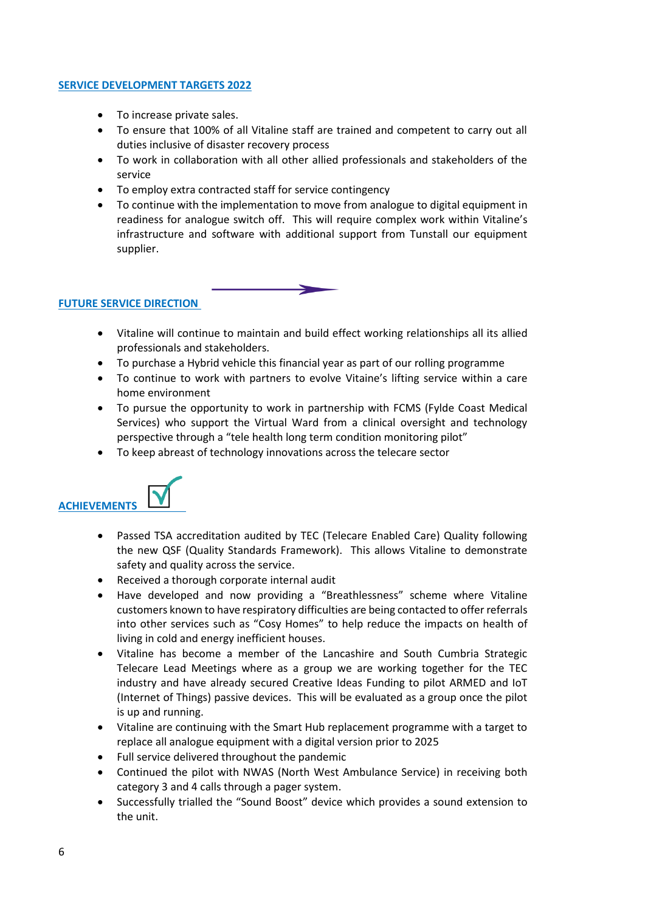## SERVICE DEVELOPMENT TARGETS 2022

- To increase private sales.
- To ensure that 100% of all Vitaline staff are trained and competent to carry out all duties inclusive of disaster recovery process
- To work in collaboration with all other allied professionals and stakeholders of the service
- To employ extra contracted staff for service contingency
- To continue with the implementation to move from analogue to digital equipment in readiness for analogue switch off. This will require complex work within Vitaline's infrastructure and software with additional support from Tunstall our equipment supplier.

## FUTURE SERVICE DIRECTION

- Vitaline will continue to maintain and build effect working relationships all its allied professionals and stakeholders.
- To purchase a Hybrid vehicle this financial year as part of our rolling programme
- To continue to work with partners to evolve Vitaine's lifting service within a care home environment
- To pursue the opportunity to work in partnership with FCMS (Fylde Coast Medical Services) who support the Virtual Ward from a clinical oversight and technology perspective through a "tele health long term condition monitoring pilot"
- To keep abreast of technology innovations across the telecare sector

## ACHIEVEMENTS

- Passed TSA accreditation audited by TEC (Telecare Enabled Care) Quality following the new QSF (Quality Standards Framework). This allows Vitaline to demonstrate safety and quality across the service.
- Received a thorough corporate internal audit
- Have developed and now providing a "Breathlessness" scheme where Vitaline customers known to have respiratory difficulties are being contacted to offer referrals into other services such as "Cosy Homes" to help reduce the impacts on health of living in cold and energy inefficient houses.
- Vitaline has become a member of the Lancashire and South Cumbria Strategic Telecare Lead Meetings where as a group we are working together for the TEC industry and have already secured Creative Ideas Funding to pilot ARMED and IoT (Internet of Things) passive devices. This will be evaluated as a group once the pilot is up and running.
- Vitaline are continuing with the Smart Hub replacement programme with a target to replace all analogue equipment with a digital version prior to 2025
- Full service delivered throughout the pandemic
- Continued the pilot with NWAS (North West Ambulance Service) in receiving both category 3 and 4 calls through a pager system.
- Successfully trialled the "Sound Boost" device which provides a sound extension to the unit.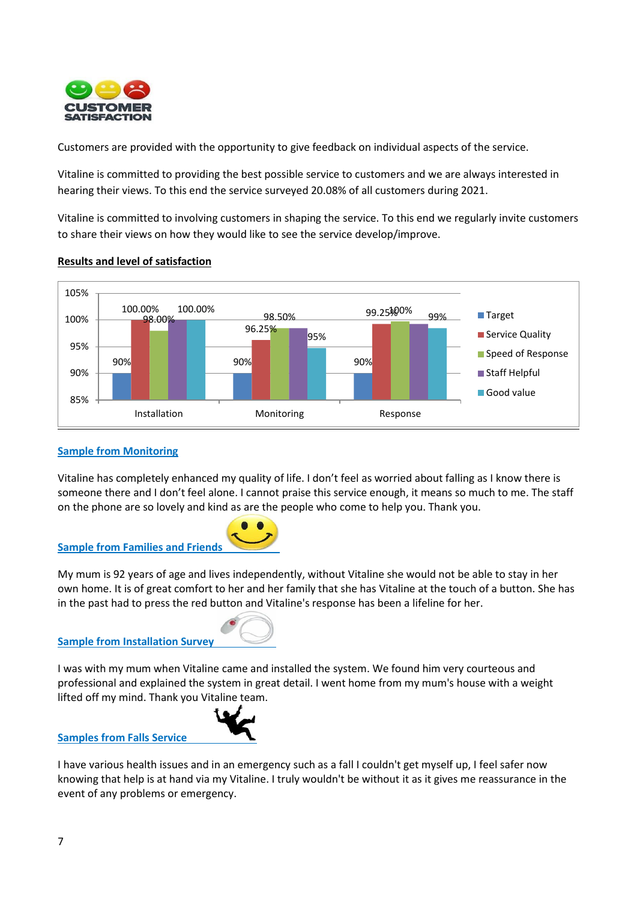# CUSTOMER SATISFACTION

Customers are provided with the opportunity to give feedback on individual aspects of the service.

Vitaline is committed to providing the best possible service to customers and we are always interested in hearing their views. To this end the service surveyed 20.08% of all customers during 2021.

Vitaline is committed to involving customers in shaping the service. To this end we regularly invite customers to share their views on how they would like to see the service develop/improve.

**Results and level of satisfaction**

| | Target | Service Quality | Speed of Response | Staff Helpful | Good value |
|---|---|---|---|---|---|
| Installation | 90% | 100.00% | 98.00% | 100.00% | 100.00% |
| Monitoring | 90% | 96.25% | 98.50% | 98.50% | 95% |
| Response | 90% | 99.25% | 100% | 99.25% | 99% |

**Sample from Monitoring**

Vitaline has completely enhanced my quality of life. I don't feel as worried about falling as I know there is someone there and I don't feel alone. I cannot praise this service enough, it means so much to me. The staff on the phone are so lovely and kind as are the people who come to help you. Thank you.

**Sample from Families and Friends**

My mum is 92 years of age and lives independently, without Vitaline she would not be able to stay in her own home. It is of great comfort to her and her family that she has Vitaline at the touch of a button. She has in the past had to press the red button and Vitaline's response has been a lifeline for her.

**Sample from Installation Survey**

I was with my mum when Vitaline came and installed the system. We found him very courteous and professional and explained the system in great detail. I went home from my mum's house with a weight lifted off my mind. Thank you Vitaline team.

**Samples from Falls Service**

I have various health issues and in an emergency such as a fall I couldn't get myself up, I feel safer now knowing that help is at hand via my Vitaline. I truly wouldn't be without it as it gives me reassurance in the event of any problems or emergency.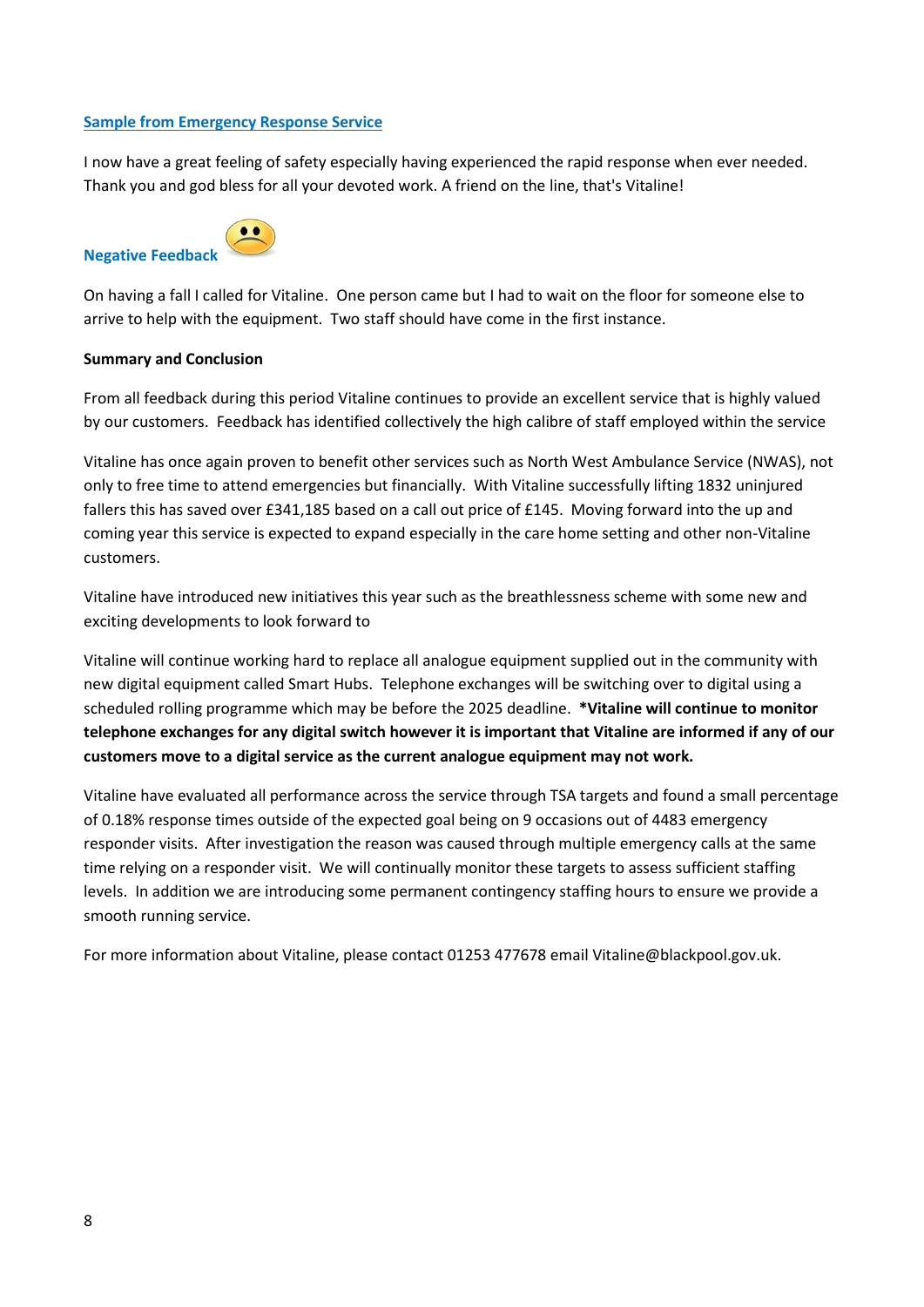### Sample from Emergency Response Service

I now have a great feeling of safety especially having experienced the rapid response when ever needed. Thank you and god bless for all your devoted work. A friend on the line, that's Vitaline!

### Negative Feedback

On having a fall I called for Vitaline. One person came but I had to wait on the floor for someone else to arrive to help with the equipment. Two staff should have come in the first instance.

**Summary and Conclusion**

From all feedback during this period Vitaline continues to provide an excellent service that is highly valued by our customers. Feedback has identified collectively the high calibre of staff employed within the service

Vitaline has once again proven to benefit other services such as North West Ambulance Service (NWAS), not only to free time to attend emergencies but financially. With Vitaline successfully lifting 1832 uninjured fallers this has saved over £341,185 based on a call out price of £145. Moving forward into the up and coming year this service is expected to expand especially in the care home setting and other non-Vitaline customers.

Vitaline have introduced new initiatives this year such as the breathlessness scheme with some new and exciting developments to look forward to

Vitaline will continue working hard to replace all analogue equipment supplied out in the community with new digital equipment called Smart Hubs. Telephone exchanges will be switching over to digital using a scheduled rolling programme which may be before the 2025 deadline. ***Vitaline will continue to monitor telephone exchanges for any digital switch however it is important that Vitaline are informed if any of our customers move to a digital service as the current analogue equipment may not work.**

Vitaline have evaluated all performance across the service through TSA targets and found a small percentage of 0.18% response times outside of the expected goal being on 9 occasions out of 4483 emergency responder visits. After investigation the reason was caused through multiple emergency calls at the same time relying on a responder visit. We will continually monitor these targets to assess sufficient staffing levels. In addition we are introducing some permanent contingency staffing hours to ensure we provide a smooth running service.

For more information about Vitaline, please contact 01253 477678 email Vitaline@blackpool.gov.uk.